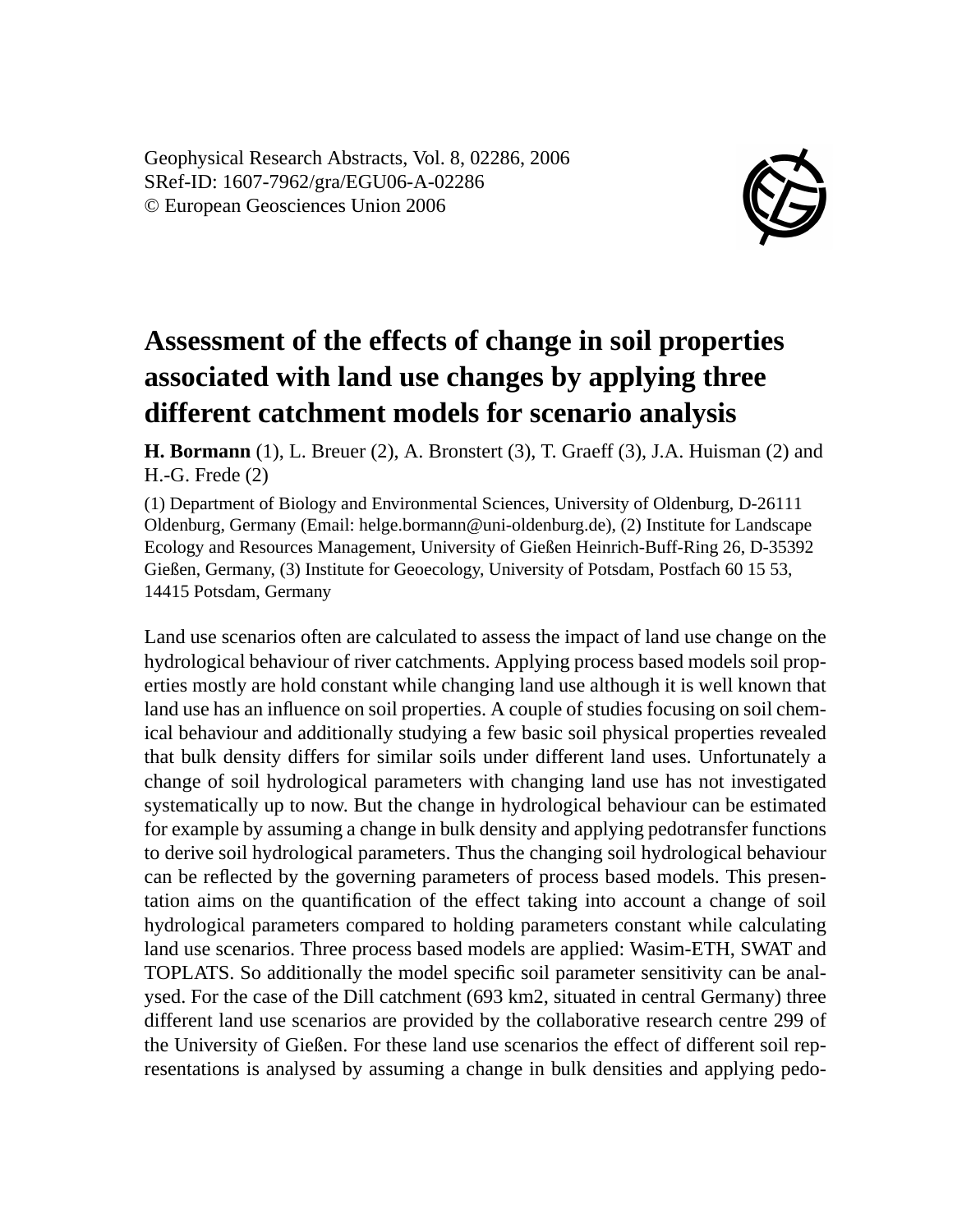Geophysical Research Abstracts, Vol. 8, 02286, 2006
SRef-ID: 1607-7962/gra/EGU06-A-02286
© European Geosciences Union 2006

# Assessment of the effects of change in soil properties associated with land use changes by applying three different catchment models for scenario analysis

**H. Bormann** (1), L. Breuer (2), A. Bronstert (3), T. Graeff (3), J.A. Huisman (2) and H.-G. Frede (2)

(1) Department of Biology and Environmental Sciences, University of Oldenburg, D-26111 Oldenburg, Germany (Email: helge.bormann@uni-oldenburg.de), (2) Institute for Landscape Ecology and Resources Management, University of Gießen Heinrich-Buff-Ring 26, D-35392 Gießen, Germany, (3) Institute for Geoecology, University of Potsdam, Postfach 60 15 53, 14415 Potsdam, Germany

Land use scenarios often are calculated to assess the impact of land use change on the hydrological behaviour of river catchments. Applying process based models soil properties mostly are hold constant while changing land use although it is well known that land use has an influence on soil properties. A couple of studies focusing on soil chemical behaviour and additionally studying a few basic soil physical properties revealed that bulk density differs for similar soils under different land uses. Unfortunately a change of soil hydrological parameters with changing land use has not investigated systematically up to now. But the change in hydrological behaviour can be estimated for example by assuming a change in bulk density and applying pedotransfer functions to derive soil hydrological parameters. Thus the changing soil hydrological behaviour can be reflected by the governing parameters of process based models. This presentation aims on the quantification of the effect taking into account a change of soil hydrological parameters compared to holding parameters constant while calculating land use scenarios. Three process based models are applied: Wasim-ETH, SWAT and TOPLATS. So additionally the model specific soil parameter sensitivity can be analysed. For the case of the Dill catchment (693 km2, situated in central Germany) three different land use scenarios are provided by the collaborative research centre 299 of the University of Gießen. For these land use scenarios the effect of different soil representations is analysed by assuming a change in bulk densities and applying pedo-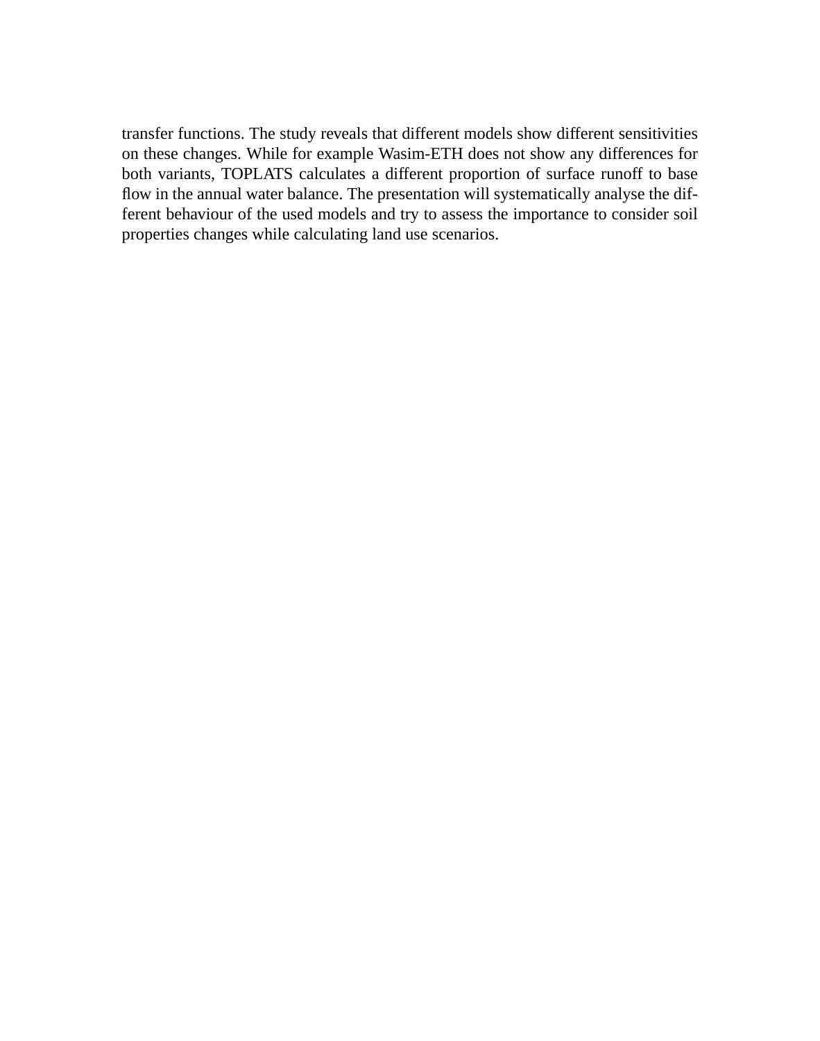transfer functions. The study reveals that different models show different sensitivities on these changes. While for example Wasim-ETH does not show any differences for both variants, TOPLATS calculates a different proportion of surface runoff to base flow in the annual water balance. The presentation will systematically analyse the different behaviour of the used models and try to assess the importance to consider soil properties changes while calculating land use scenarios.